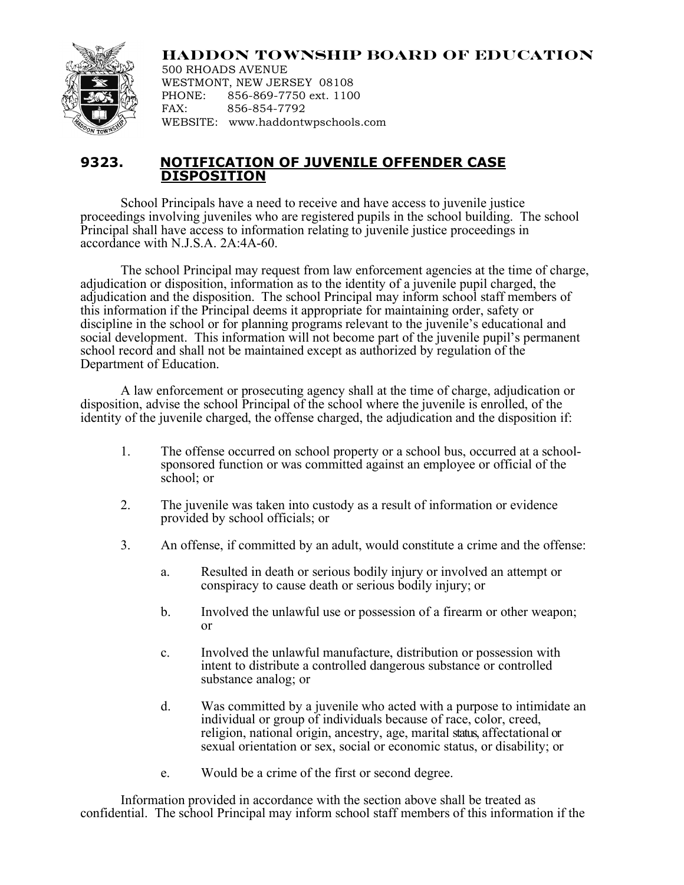**HADDON TOWNSHIP BOARD OF EDUCATION**
500 RHOADS AVENUE
WESTMONT, NEW JERSEY 08108
PHONE: 856-869-7750 ext. 1100
FAX: 856-854-7792
WEBSITE: www.haddontwpschools.com

# 9323. NOTIFICATION OF JUVENILE OFFENDER CASE DISPOSITION

School Principals have a need to receive and have access to juvenile justice proceedings involving juveniles who are registered pupils in the school building. The school Principal shall have access to information relating to juvenile justice proceedings in accordance with N.J.S.A. 2A:4A-60.

The school Principal may request from law enforcement agencies at the time of charge, adjudication or disposition, information as to the identity of a juvenile pupil charged, the adjudication and the disposition. The school Principal may inform school staff members of this information if the Principal deems it appropriate for maintaining order, safety or discipline in the school or for planning programs relevant to the juvenile's educational and social development. This information will not become part of the juvenile pupil's permanent school record and shall not be maintained except as authorized by regulation of the Department of Education.

A law enforcement or prosecuting agency shall at the time of charge, adjudication or disposition, advise the school Principal of the school where the juvenile is enrolled, of the identity of the juvenile charged, the offense charged, the adjudication and the disposition if:

1. The offense occurred on school property or a school bus, occurred at a school-sponsored function or was committed against an employee or official of the school; or

2. The juvenile was taken into custody as a result of information or evidence provided by school officials; or

3. An offense, if committed by an adult, would constitute a crime and the offense:

   a. Resulted in death or serious bodily injury or involved an attempt or conspiracy to cause death or serious bodily injury; or

   b. Involved the unlawful use or possession of a firearm or other weapon; or

   c. Involved the unlawful manufacture, distribution or possession with intent to distribute a controlled dangerous substance or controlled substance analog; or

   d. Was committed by a juvenile who acted with a purpose to intimidate an individual or group of individuals because of race, color, creed, religion, national origin, ancestry, age, marital status, affectational or sexual orientation or sex, social or economic status, or disability; or

   e. Would be a crime of the first or second degree.

Information provided in accordance with the section above shall be treated as confidential. The school Principal may inform school staff members of this information if the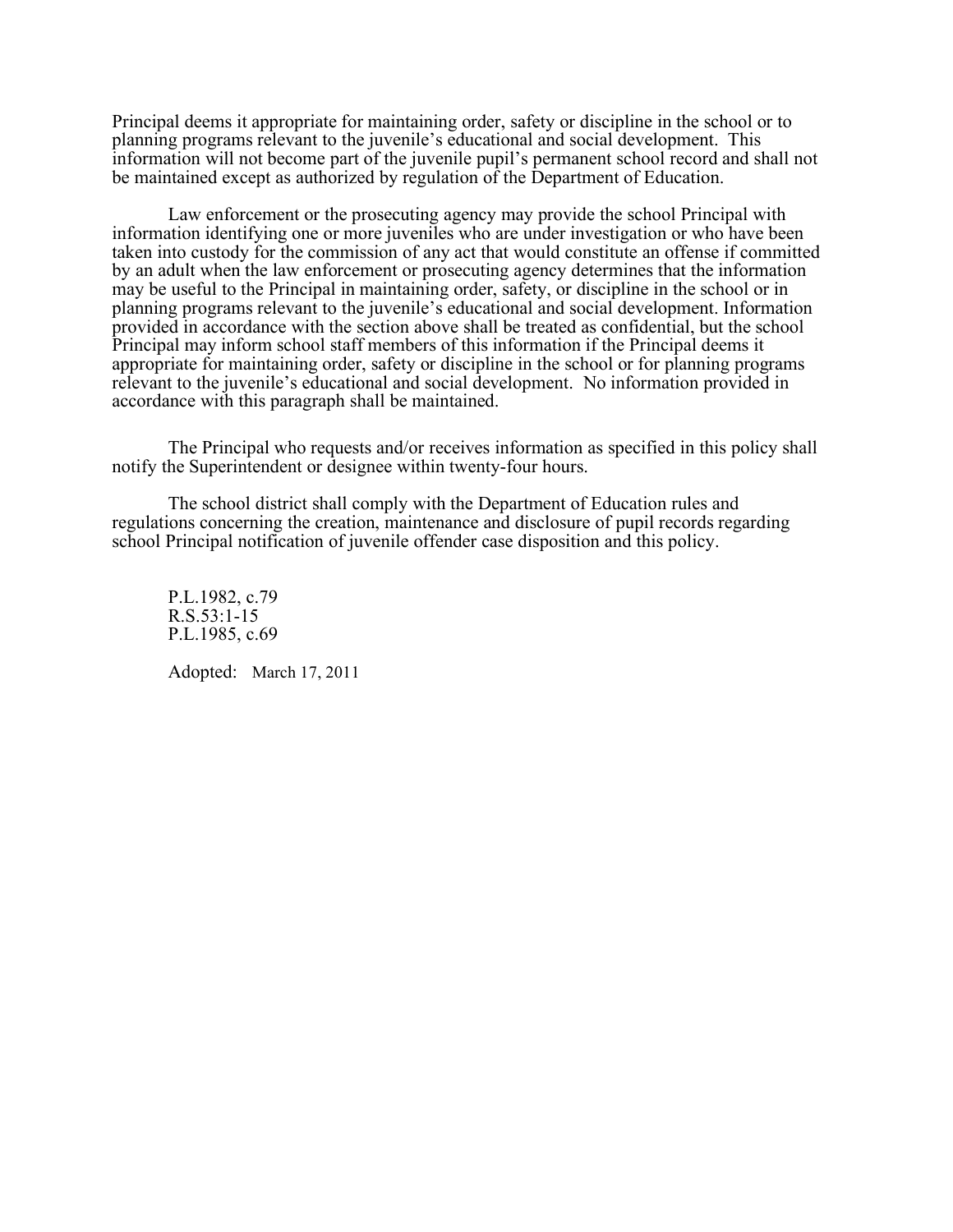Principal deems it appropriate for maintaining order, safety or discipline in the school or to planning programs relevant to the juvenile's educational and social development. This information will not become part of the juvenile pupil's permanent school record and shall not be maintained except as authorized by regulation of the Department of Education.

Law enforcement or the prosecuting agency may provide the school Principal with information identifying one or more juveniles who are under investigation or who have been taken into custody for the commission of any act that would constitute an offense if committed by an adult when the law enforcement or prosecuting agency determines that the information may be useful to the Principal in maintaining order, safety, or discipline in the school or in planning programs relevant to the juvenile's educational and social development. Information provided in accordance with the section above shall be treated as confidential, but the school Principal may inform school staff members of this information if the Principal deems it appropriate for maintaining order, safety or discipline in the school or for planning programs relevant to the juvenile's educational and social development. No information provided in accordance with this paragraph shall be maintained.

The Principal who requests and/or receives information as specified in this policy shall notify the Superintendent or designee within twenty-four hours.

The school district shall comply with the Department of Education rules and regulations concerning the creation, maintenance and disclosure of pupil records regarding school Principal notification of juvenile offender case disposition and this policy.

P.L.1982, c.79
R.S.53:1-15
P.L.1985, c.69

Adopted: March 17, 2011